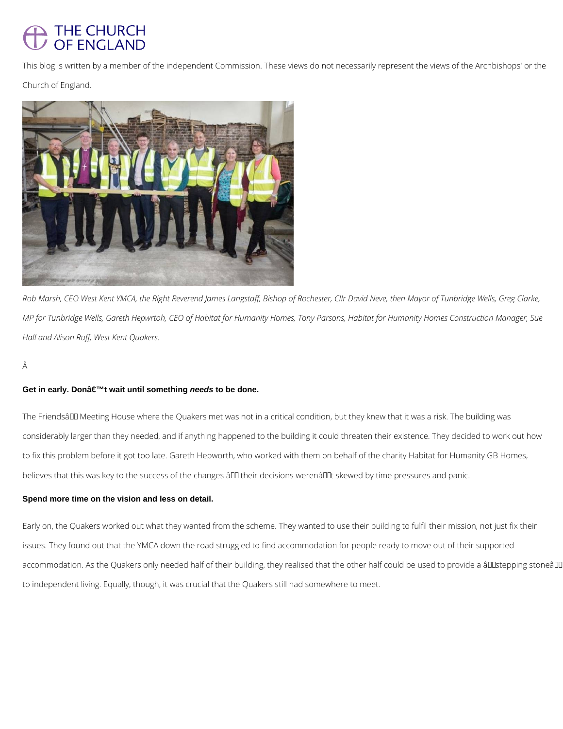# THE CHURCH OF ENGLAND

This blog is written by a member of the independent Commission. These views do not necessarily represent the views of the Archbishops' or the Church of England.

*Rob Marsh, CEO West Kent YMCA, the Right Reverend James Langstaff, Bishop of Rochester, Cllr David Neve, then Mayor of Tunbridge Wells, Greg Clarke, MP for Tunbridge Wells, Gareth Hepwrtoh, CEO of Habitat for Humanity Homes, Tony Parsons, Habitat for Humanity Homes Construction Manager, Sue Hall and Alison Ruff, West Kent Quakers.*

Â

**Get in early. Donâ€™t wait until something *needs* to be done.**

The Friendsâ Meeting House where the Quakers met was not in a critical condition, but they knew that it was a risk. The building was considerably larger than they needed, and if anything happened to the building it could threaten their existence. They decided to work out how to fix this problem before it got too late. Gareth Hepworth, who worked with them on behalf of the charity Habitat for Humanity GB Homes, believes that this was key to the success of the changes â their decisions werenât skewed by time pressures and panic.

**Spend more time on the vision and less on detail.**

Early on, the Quakers worked out what they wanted from the scheme. They wanted to use their building to fulfil their mission, not just fix their issues. They found out that the YMCA down the road struggled to find accommodation for people ready to move out of their supported accommodation. As the Quakers only needed half of their building, they realised that the other half could be used to provide a âstepping stoneâ to independent living. Equally, though, it was crucial that the Quakers still had somewhere to meet.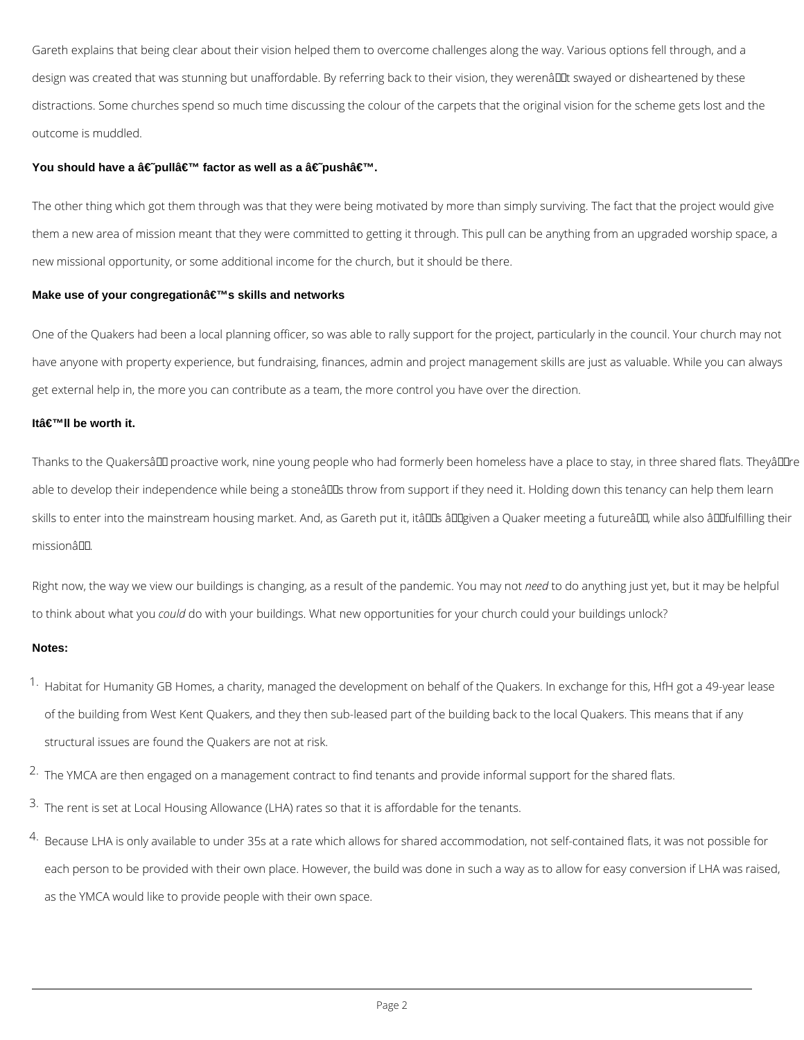Gareth explains that being clear about their vision helped them to overcome challenges along the way. Various options fell through, and a design was created that was stunning but unaffordable. By referring back to their vision, they werenâ€™t swayed or disheartened by these distractions. Some churches spend so much time discussing the colour of the carpets that the original vision for the scheme gets lost and the outcome is muddled.

**You should have a â€˜pullâ€™ factor as well as a â€˜pushâ€™.**

The other thing which got them through was that they were being motivated by more than simply surviving. The fact that the project would give them a new area of mission meant that they were committed to getting it through. This pull can be anything from an upgraded worship space, a new missional opportunity, or some additional income for the church, but it should be there.

**Make use of your congregationâ€™s skills and networks**

One of the Quakers had been a local planning officer, so was able to rally support for the project, particularly in the council. Your church may not have anyone with property experience, but fundraising, finances, admin and project management skills are just as valuable. While you can always get external help in, the more you can contribute as a team, the more control you have over the direction.

**Itâ€™ll be worth it.**

Thanks to the Quakersâ€™ proactive work, nine young people who had formerly been homeless have a place to stay, in three shared flats. Theyâ€™re able to develop their independence while being a stoneâ€™s throw from support if they need it. Holding down this tenancy can help them learn skills to enter into the mainstream housing market. And, as Gareth put it, itâ€™s â€˜given a Quaker meeting a futureâ€™, while also â€˜fulfilling their missionâ€™.

Right now, the way we view our buildings is changing, as a result of the pandemic. You may not *need* to do anything just yet, but it may be helpful to think about what you *could* do with your buildings. What new opportunities for your church could your buildings unlock?

**Notes:**

1. Habitat for Humanity GB Homes, a charity, managed the development on behalf of the Quakers. In exchange for this, HfH got a 49-year lease of the building from West Kent Quakers, and they then sub-leased part of the building back to the local Quakers. This means that if any structural issues are found the Quakers are not at risk.
2. The YMCA are then engaged on a management contract to find tenants and provide informal support for the shared flats.
3. The rent is set at Local Housing Allowance (LHA) rates so that it is affordable for the tenants.
4. Because LHA is only available to under 35s at a rate which allows for shared accommodation, not self-contained flats, it was not possible for each person to be provided with their own place. However, the build was done in such a way as to allow for easy conversion if LHA was raised, as the YMCA would like to provide people with their own space.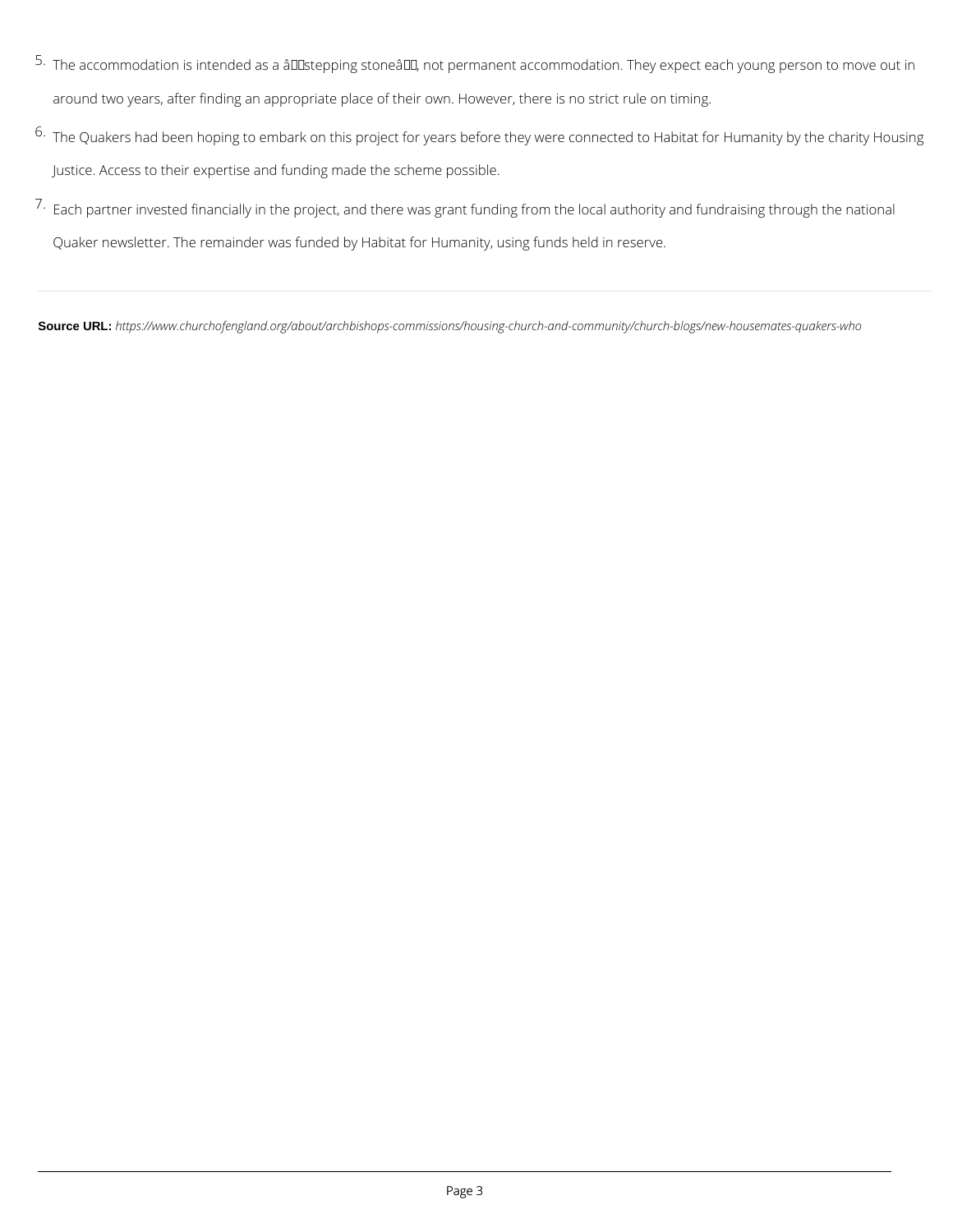5. The accommodation is intended as a â€˜stepping stoneâ€™, not permanent accommodation. They expect each young person to move out in around two years, after finding an appropriate place of their own. However, there is no strict rule on timing.
6. The Quakers had been hoping to embark on this project for years before they were connected to Habitat for Humanity by the charity Housing Justice. Access to their expertise and funding made the scheme possible.
7. Each partner invested financially in the project, and there was grant funding from the local authority and fundraising through the national Quaker newsletter. The remainder was funded by Habitat for Humanity, using funds held in reserve.

---

**Source URL:** *https://www.churchofengland.org/about/archbishops-commissions/housing-church-and-community/church-blogs/new-housemates-quakers-who*